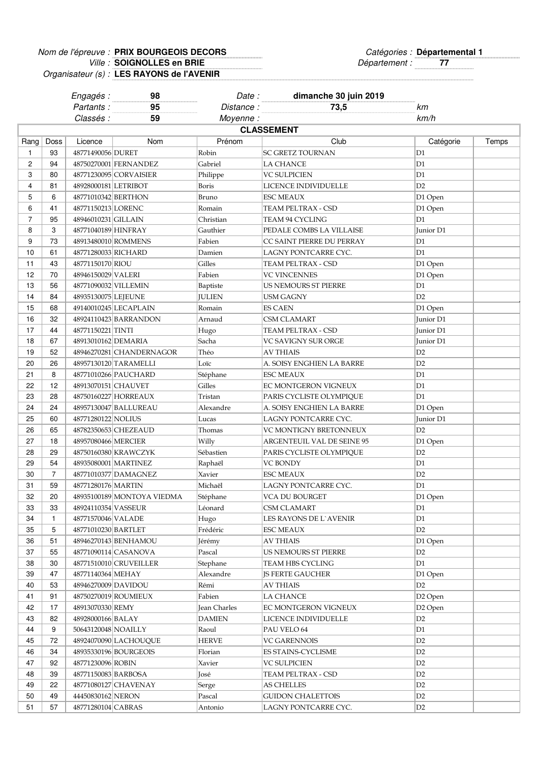*Nom de l'épreuve :* **PRIX BOURGEOIS DECORS**
*Ville :* **SOIGNOLLES en BRIE**
*Organisateur (s) :* **LES RAYONS de l'AVENIR**

*Catégories :* **Départemental 1**
*Département :* **77**

| *Engagés :* | **98** | *Date :* | **dimanche 30 juin 2019** | |
|---|---|---|---|---|
| *Partants :* | **95** | *Distance :* | **73,5** | *km* |
| *Classés :* | **59** | *Moyenne :* | | *km/h* |

## CLASSEMENT

| Rang | Doss | Licence | Nom | Prénom | Club | Catégorie | Temps |
|---|---|---|---|---|---|---|---|
| 1 | 93 | 48771490056 | DURET | Robin | SC GRETZ TOURNAN | D1 | |
| 2 | 94 | 48750270001 | FERNANDEZ | Gabriel | LA CHANCE | D1 | |
| 3 | 80 | 48771230095 | CORVAISIER | Philippe | VC SULPICIEN | D1 | |
| 4 | 81 | 48928000181 | LETRIBOT | Boris | LICENCE INDIVIDUELLE | D2 | |
| 5 | 6 | 48771010342 | BERTHON | Bruno | ESC MEAUX | D1 Open | |
| 6 | 41 | 48771150213 | LORENC | Romain | TEAM PELTRAX - CSD | D1 Open | |
| 7 | 95 | 48946010231 | GILLAIN | Christian | TEAM 94 CYCLING | D1 | |
| 8 | 3 | 48771040189 | HINFRAY | Gauthier | PEDALE COMBS LA VILLAISE | Junior D1 | |
| 9 | 73 | 48913480010 | ROMMENS | Fabien | CC SAINT PIERRE DU PERRAY | D1 | |
| 10 | 61 | 48771280033 | RICHARD | Damien | LAGNY PONTCARRE CYC. | D1 | |
| 11 | 43 | 48771150170 | RIOU | Gilles | TEAM PELTRAX - CSD | D1 Open | |
| 12 | 70 | 48946150029 | VALERI | Fabien | VC VINCENNES | D1 Open | |
| 13 | 56 | 48771090032 | VILLEMIN | Baptiste | US NEMOURS ST PIERRE | D1 | |
| 14 | 84 | 48935130075 | LEJEUNE | JULIEN | USM GAGNY | D2 | |
| 15 | 68 | 49140010245 | LECAPLAIN | Romain | ES CAEN | D1 Open | |
| 16 | 32 | 48924110423 | BARRANDON | Arnaud | CSM CLAMART | Junior D1 | |
| 17 | 44 | 48771150221 | TINTI | Hugo | TEAM PELTRAX - CSD | Junior D1 | |
| 18 | 67 | 48913010162 | DEMARIA | Sacha | VC SAVIGNY SUR ORGE | Junior D1 | |
| 19 | 52 | 48946270281 | CHANDERNAGOR | Théo | AV THIAIS | D2 | |
| 20 | 26 | 48957130120 | TARAMELLI | Loïc | A. SOISY ENGHIEN LA BARRE | D2 | |
| 21 | 8 | 48771010266 | PAUCHARD | Stéphane | ESC MEAUX | D1 | |
| 22 | 12 | 48913070151 | CHAUVET | Gilles | EC MONTGERON VIGNEUX | D1 | |
| 23 | 28 | 48750160227 | HORREAUX | Tristan | PARIS CYCLISTE OLYMPIQUE | D1 | |
| 24 | 24 | 48957130047 | BALLUREAU | Alexandre | A. SOISY ENGHIEN LA BARRE | D1 Open | |
| 25 | 60 | 48771280122 | NOLIUS | Lucas | LAGNY PONTCARRE CYC. | Junior D1 | |
| 26 | 65 | 48782350653 | CHEZEAUD | Thomas | VC MONTIGNY BRETONNEUX | D2 | |
| 27 | 18 | 48957080466 | MERCIER | Willy | ARGENTEUIL VAL DE SEINE 95 | D1 Open | |
| 28 | 29 | 48750160380 | KRAWCZYK | Sébastien | PARIS CYCLISTE OLYMPIQUE | D2 | |
| 29 | 54 | 48935080001 | MARTINEZ | Raphaël | VC BONDY | D1 | |
| 30 | 7 | 48771010377 | DAMAGNEZ | Xavier | ESC MEAUX | D2 | |
| 31 | 59 | 48771280176 | MARTIN | Michaël | LAGNY PONTCARRE CYC. | D1 | |
| 32 | 20 | 48935100189 | MONTOYA VIEDMA | Stéphane | VCA DU BOURGET | D1 Open | |
| 33 | 33 | 48924110354 | VASSEUR | Léonard | CSM CLAMART | D1 | |
| 34 | 1 | 48771570046 | VALADE | Hugo | LES RAYONS DE L`AVENIR | D1 | |
| 35 | 5 | 48771010230 | BARTLET | Frédéric | ESC MEAUX | D2 | |
| 36 | 51 | 48946270143 | BENHAMOU | Jérémy | AV THIAIS | D1 Open | |
| 37 | 55 | 48771090114 | CASANOVA | Pascal | US NEMOURS ST PIERRE | D2 | |
| 38 | 30 | 48771510010 | CRUVEILLER | Stephane | TEAM HBS CYCLING | D1 | |
| 39 | 47 | 48771140364 | MEHAY | Alexandre | JS FERTE GAUCHER | D1 Open | |
| 40 | 53 | 48946270009 | DAVIDOU | Rémi | AV THIAIS | D2 | |
| 41 | 91 | 48750270019 | ROUMIEUX | Fabien | LA CHANCE | D2 Open | |
| 42 | 17 | 48913070330 | REMY | Jean Charles | EC MONTGERON VIGNEUX | D2 Open | |
| 43 | 82 | 48928000166 | BALAY | DAMIEN | LICENCE INDIVIDUELLE | D2 | |
| 44 | 9 | 50643120048 | NOAILLY | Raoul | PAU VELO 64 | D1 | |
| 45 | 72 | 48924070090 | LACHOUQUE | HERVE | VC GARENNOIS | D2 | |
| 46 | 34 | 48935330196 | BOURGEOIS | Florian | ES STAINS-CYCLISME | D2 | |
| 47 | 92 | 48771230096 | ROBIN | Xavier | VC SULPICIEN | D2 | |
| 48 | 39 | 48771150083 | BARBOSA | José | TEAM PELTRAX - CSD | D2 | |
| 49 | 22 | 48771080127 | CHAVENAY | Serge | AS CHELLES | D2 | |
| 50 | 49 | 44450830162 | NERON | Pascal | GUIDON CHALETTOIS | D2 | |
| 51 | 57 | 48771280104 | CABRAS | Antonio | LAGNY PONTCARRE CYC. | D2 | |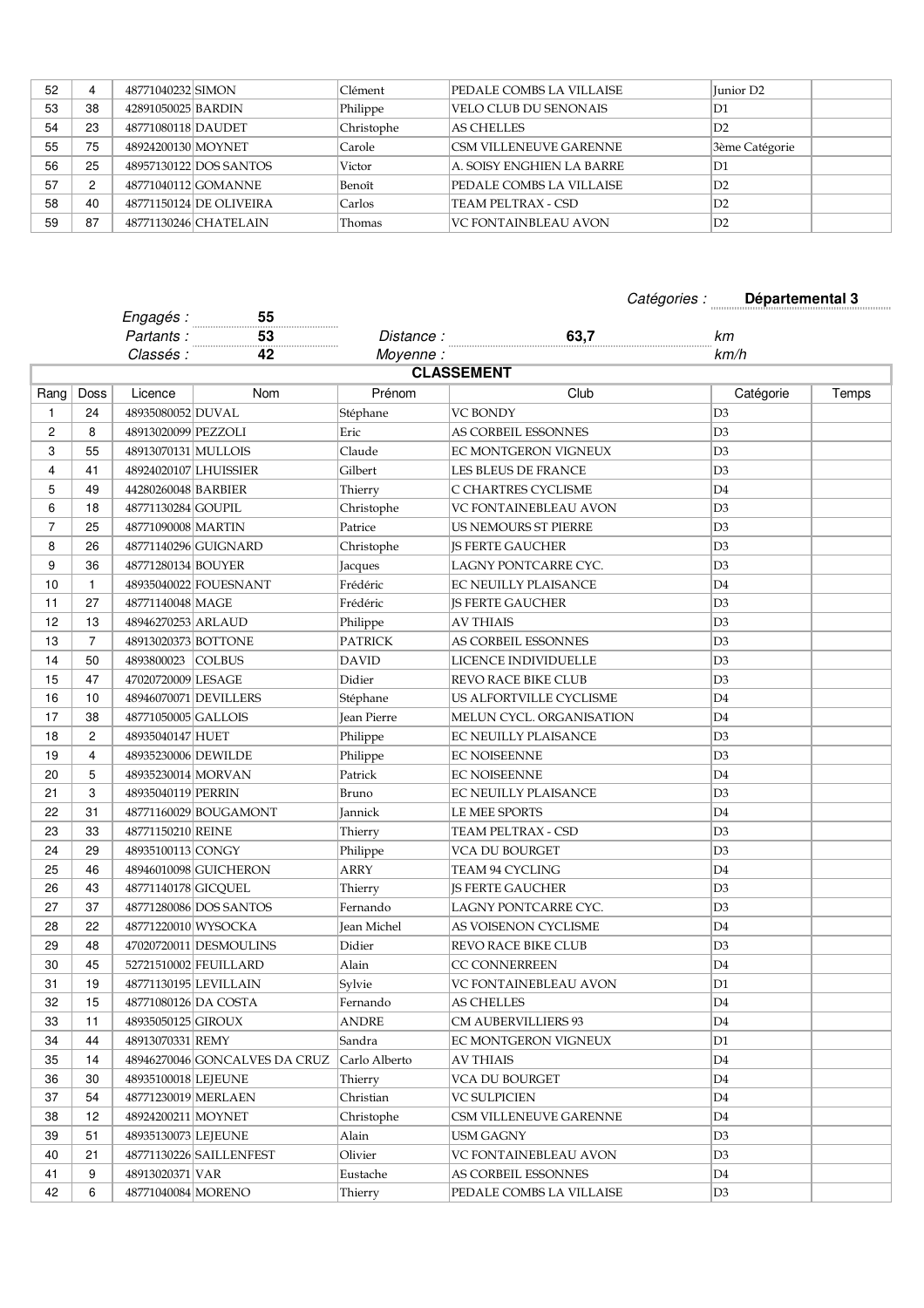| | | | | | | | |
|---|---|---|---|---|---|---|---|
| 52 | 4 | 48771040232 | SIMON | Clément | PEDALE COMBS LA VILLAISE | Junior D2 | |
| 53 | 38 | 42891050025 | BARDIN | Philippe | VELO CLUB DU SENONAIS | D1 | |
| 54 | 23 | 48771080118 | DAUDET | Christophe | AS CHELLES | D2 | |
| 55 | 75 | 48924200130 | MOYNET | Carole | CSM VILLENEUVE GARENNE | 3ème Catégorie | |
| 56 | 25 | 48957130122 | DOS SANTOS | Victor | A. SOISY ENGHIEN LA BARRE | D1 | |
| 57 | 2 | 48771040112 | GOMANNE | Benoît | PEDALE COMBS LA VILLAISE | D2 | |
| 58 | 40 | 48771150124 | DE OLIVEIRA | Carlos | TEAM PELTRAX - CSD | D2 | |
| 59 | 87 | 48771130246 | CHATELAIN | Thomas | VC FONTAINBLEAU AVON | D2 | |

*Catégories :* **Départemental 3**

*Engagés :* **55**
*Partants :* **53** *Distance :* **63,7** *km*
*Classés :* **42** *Moyenne :* *km/h*

**CLASSEMENT**

| Rang | Doss | Licence | Nom | Prénom | Club | Catégorie | Temps |
|---|---|---|---|---|---|---|---|
| 1 | 24 | 48935080052 | DUVAL | Stéphane | VC BONDY | D3 | |
| 2 | 8 | 48913020099 | PEZZOLI | Eric | AS CORBEIL ESSONNES | D3 | |
| 3 | 55 | 48913070131 | MULLOIS | Claude | EC MONTGERON VIGNEUX | D3 | |
| 4 | 41 | 48924020107 | LHUISSIER | Gilbert | LES BLEUS DE FRANCE | D3 | |
| 5 | 49 | 44280260048 | BARBIER | Thierry | C CHARTRES CYCLISME | D4 | |
| 6 | 18 | 48771130284 | GOUPIL | Christophe | VC FONTAINEBLEAU AVON | D3 | |
| 7 | 25 | 48771090008 | MARTIN | Patrice | US NEMOURS ST PIERRE | D3 | |
| 8 | 26 | 48771140296 | GUIGNARD | Christophe | JS FERTE GAUCHER | D3 | |
| 9 | 36 | 48771280134 | BOUYER | Jacques | LAGNY PONTCARRE CYC. | D3 | |
| 10 | 1 | 48935040022 | FOUESNANT | Frédéric | EC NEUILLY PLAISANCE | D4 | |
| 11 | 27 | 48771140048 | MAGE | Frédéric | JS FERTE GAUCHER | D3 | |
| 12 | 13 | 48946270253 | ARLAUD | Philippe | AV THIAIS | D3 | |
| 13 | 7 | 48913020373 | BOTTONE | PATRICK | AS CORBEIL ESSONNES | D3 | |
| 14 | 50 | 4893800023 | COLBUS | DAVID | LICENCE INDIVIDUELLE | D3 | |
| 15 | 47 | 47020720009 | LESAGE | Didier | REVO RACE BIKE CLUB | D3 | |
| 16 | 10 | 48946070071 | DEVILLERS | Stéphane | US ALFORTVILLE CYCLISME | D4 | |
| 17 | 38 | 48771050005 | GALLOIS | Jean Pierre | MELUN CYCL. ORGANISATION | D4 | |
| 18 | 2 | 48935040147 | HUET | Philippe | EC NEUILLY PLAISANCE | D3 | |
| 19 | 4 | 48935230006 | DEWILDE | Philippe | EC NOISEENNE | D3 | |
| 20 | 5 | 48935230014 | MORVAN | Patrick | EC NOISEENNE | D4 | |
| 21 | 3 | 48935040119 | PERRIN | Bruno | EC NEUILLY PLAISANCE | D3 | |
| 22 | 31 | 48771160029 | BOUGAMONT | Jannick | LE MEE SPORTS | D4 | |
| 23 | 33 | 48771150210 | REINE | Thierry | TEAM PELTRAX - CSD | D3 | |
| 24 | 29 | 48935100113 | CONGY | Philippe | VCA DU BOURGET | D3 | |
| 25 | 46 | 48946010098 | GUICHERON | ARRY | TEAM 94 CYCLING | D4 | |
| 26 | 43 | 48771140178 | GICQUEL | Thierry | JS FERTE GAUCHER | D3 | |
| 27 | 37 | 48771280086 | DOS SANTOS | Fernando | LAGNY PONTCARRE CYC. | D3 | |
| 28 | 22 | 48771220010 | WYSOCKA | Jean Michel | AS VOISENON CYCLISME | D4 | |
| 29 | 48 | 47020720011 | DESMOULINS | Didier | REVO RACE BIKE CLUB | D3 | |
| 30 | 45 | 52721510002 | FEUILLARD | Alain | CC CONNERREEN | D4 | |
| 31 | 19 | 48771130195 | LEVILLAIN | Sylvie | VC FONTAINEBLEAU AVON | D1 | |
| 32 | 15 | 48771080126 | DA COSTA | Fernando | AS CHELLES | D4 | |
| 33 | 11 | 48935050125 | GIROUX | ANDRE | CM AUBERVILLIERS 93 | D4 | |
| 34 | 44 | 48913070331 | REMY | Sandra | EC MONTGERON VIGNEUX | D1 | |
| 35 | 14 | 48946270046 | GONCALVES DA CRUZ | Carlo Alberto | AV THIAIS | D4 | |
| 36 | 30 | 48935100018 | LEJEUNE | Thierry | VCA DU BOURGET | D4 | |
| 37 | 54 | 48771230019 | MERLAEN | Christian | VC SULPICIEN | D4 | |
| 38 | 12 | 48924200211 | MOYNET | Christophe | CSM VILLENEUVE GARENNE | D4 | |
| 39 | 51 | 48935130073 | LEJEUNE | Alain | USM GAGNY | D3 | |
| 40 | 21 | 48771130226 | SAILLENFEST | Olivier | VC FONTAINEBLEAU AVON | D3 | |
| 41 | 9 | 48913020371 | VAR | Eustache | AS CORBEIL ESSONNES | D4 | |
| 42 | 6 | 48771040084 | MORENO | Thierry | PEDALE COMBS LA VILLAISE | D3 | |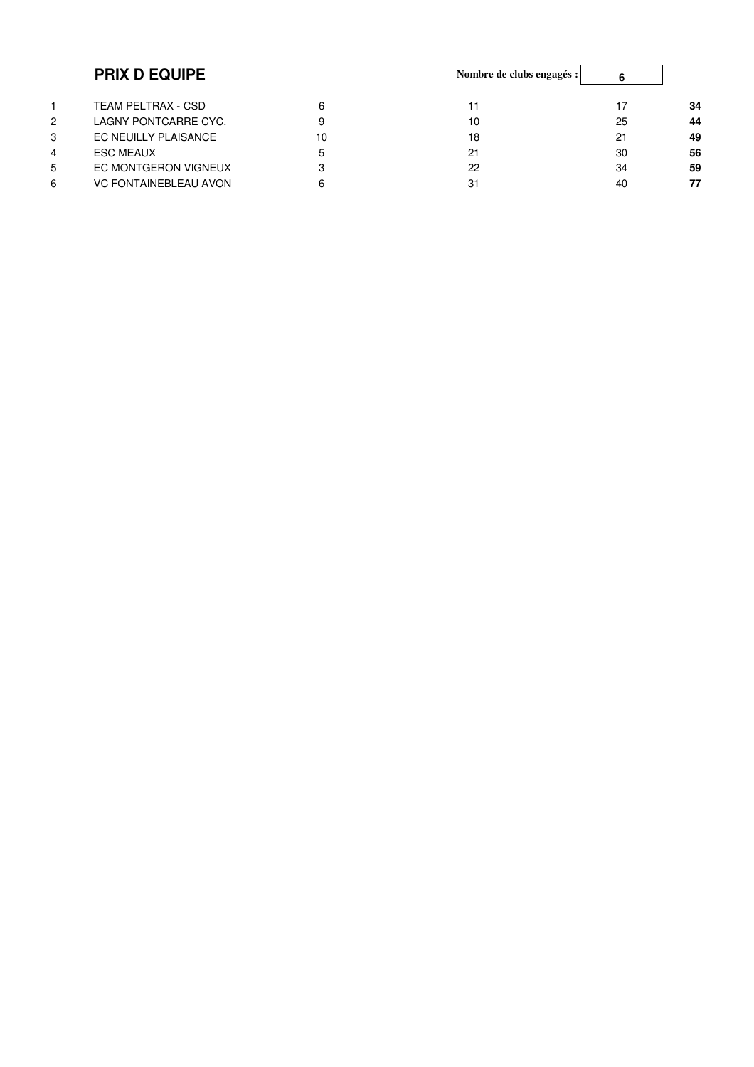## PRIX D EQUIPE

Nombre de clubs engagés : 6

| | | | | | |
|---|---|---|---|---|---|
| 1 | TEAM PELTRAX - CSD | 6 | 11 | 17 | **34** |
| 2 | LAGNY PONTCARRE CYC. | 9 | 10 | 25 | **44** |
| 3 | EC NEUILLY PLAISANCE | 10 | 18 | 21 | **49** |
| 4 | ESC MEAUX | 5 | 21 | 30 | **56** |
| 5 | EC MONTGERON VIGNEUX | 3 | 22 | 34 | **59** |
| 6 | VC FONTAINEBLEAU AVON | 6 | 31 | 40 | **77** |